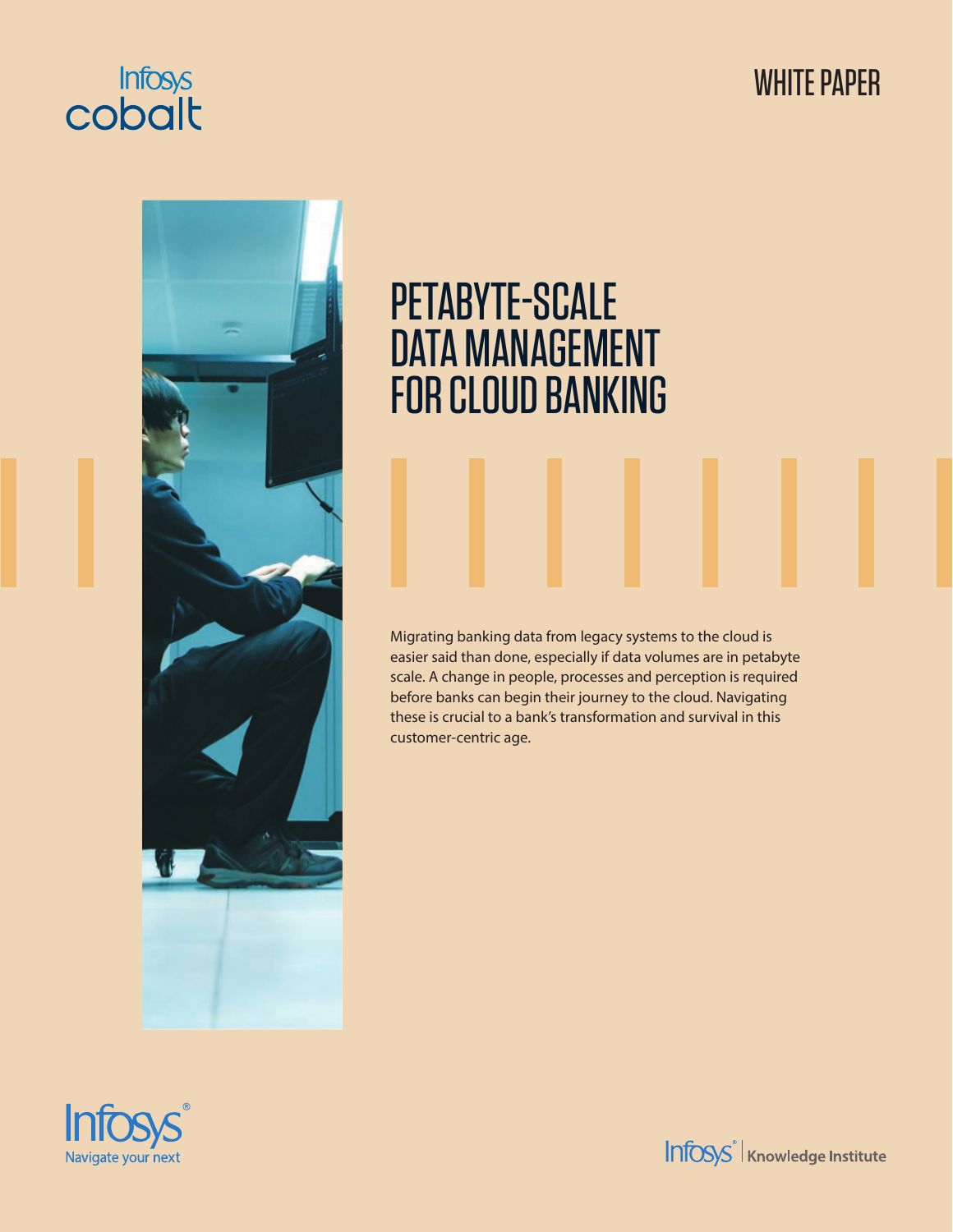Infosys cobalt

WHITE PAPER

# PETABYTE-SCALE DATA MANAGEMENT FOR CLOUD BANKING

Migrating banking data from legacy systems to the cloud is easier said than done, especially if data volumes are in petabyte scale. A change in people, processes and perception is required before banks can begin their journey to the cloud. Navigating these is crucial to a bank's transformation and survival in this customer-centric age.

Infosys®
Navigate your next

Infosys® | Knowledge Institute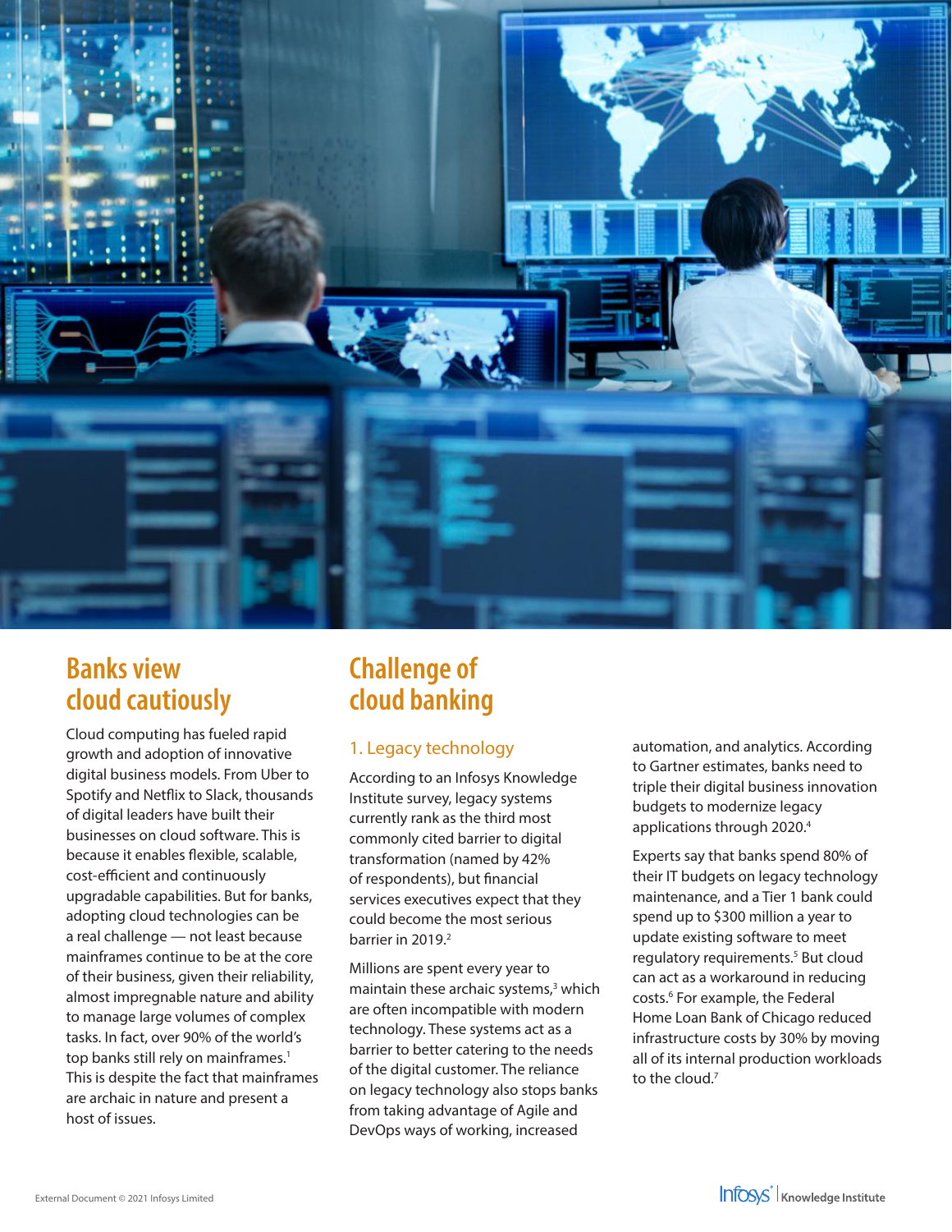## Banks view cloud cautiously

Cloud computing has fueled rapid growth and adoption of innovative digital business models. From Uber to Spotify and Netflix to Slack, thousands of digital leaders have built their businesses on cloud software. This is because it enables flexible, scalable, cost-efficient and continuously upgradable capabilities. But for banks, adopting cloud technologies can be a real challenge — not least because mainframes continue to be at the core of their business, given their reliability, almost impregnable nature and ability to manage large volumes of complex tasks. In fact, over 90% of the world's top banks still rely on mainframes.[1] This is despite the fact that mainframes are archaic in nature and present a host of issues.

## Challenge of cloud banking

### 1. Legacy technology

According to an Infosys Knowledge Institute survey, legacy systems currently rank as the third most commonly cited barrier to digital transformation (named by 42% of respondents), but financial services executives expect that they could become the most serious barrier in 2019.[2]

Millions are spent every year to maintain these archaic systems,[3] which are often incompatible with modern technology. These systems act as a barrier to better catering to the needs of the digital customer. The reliance on legacy technology also stops banks from taking advantage of Agile and DevOps ways of working, increased automation, and analytics. According to Gartner estimates, banks need to triple their digital business innovation budgets to modernize legacy applications through 2020.[4]

Experts say that banks spend 80% of their IT budgets on legacy technology maintenance, and a Tier 1 bank could spend up to $300 million a year to update existing software to meet regulatory requirements.[5] But cloud can act as a workaround in reducing costs.[6] For example, the Federal Home Loan Bank of Chicago reduced infrastructure costs by 30% by moving all of its internal production workloads to the cloud.[7]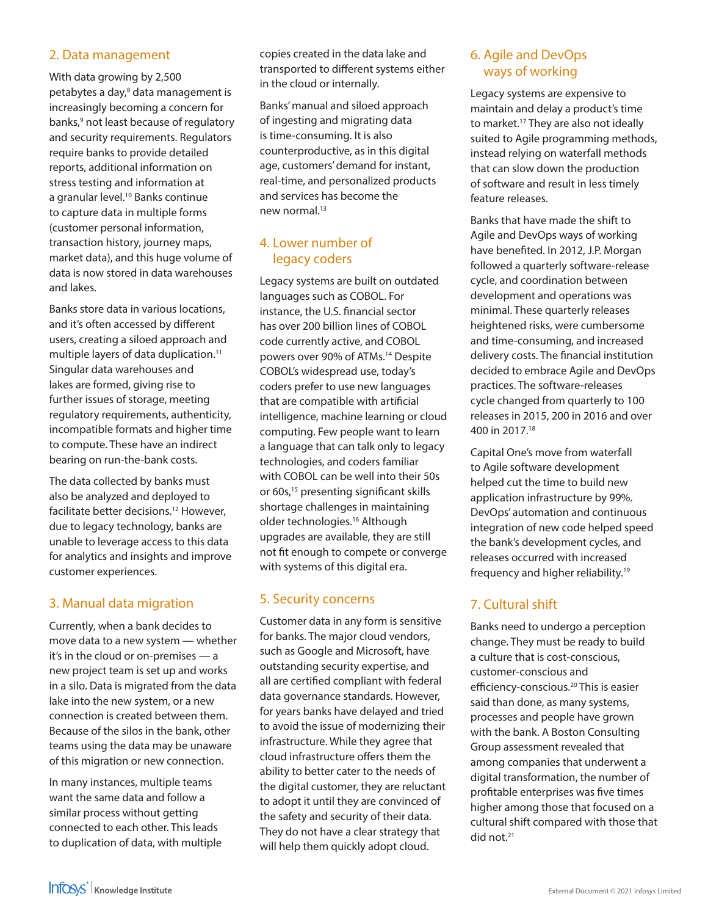## 2. Data management

With data growing by 2,500 petabytes a day,[8] data management is increasingly becoming a concern for banks,[9] not least because of regulatory and security requirements. Regulators require banks to provide detailed reports, additional information on stress testing and information at a granular level.[10] Banks continue to capture data in multiple forms (customer personal information, transaction history, journey maps, market data), and this huge volume of data is now stored in data warehouses and lakes.

Banks store data in various locations, and it's often accessed by different users, creating a siloed approach and multiple layers of data duplication.[11] Singular data warehouses and lakes are formed, giving rise to further issues of storage, meeting regulatory requirements, authenticity, incompatible formats and higher time to compute. These have an indirect bearing on run-the-bank costs.

The data collected by banks must also be analyzed and deployed to facilitate better decisions.[12] However, due to legacy technology, banks are unable to leverage access to this data for analytics and insights and improve customer experiences.

## 3. Manual data migration

Currently, when a bank decides to move data to a new system — whether it's in the cloud or on-premises — a new project team is set up and works in a silo. Data is migrated from the data lake into the new system, or a new connection is created between them. Because of the silos in the bank, other teams using the data may be unaware of this migration or new connection.

In many instances, multiple teams want the same data and follow a similar process without getting connected to each other. This leads to duplication of data, with multiple copies created in the data lake and transported to different systems either in the cloud or internally.

Banks' manual and siloed approach of ingesting and migrating data is time-consuming. It is also counterproductive, as in this digital age, customers' demand for instant, real-time, and personalized products and services has become the new normal.[13]

## 4. Lower number of legacy coders

Legacy systems are built on outdated languages such as COBOL. For instance, the U.S. financial sector has over 200 billion lines of COBOL code currently active, and COBOL powers over 90% of ATMs.[14] Despite COBOL's widespread use, today's coders prefer to use new languages that are compatible with artificial intelligence, machine learning or cloud computing. Few people want to learn a language that can talk only to legacy technologies, and coders familiar with COBOL can be well into their 50s or 60s,[15] presenting significant skills shortage challenges in maintaining older technologies.[16] Although upgrades are available, they are still not fit enough to compete or converge with systems of this digital era.

## 5. Security concerns

Customer data in any form is sensitive for banks. The major cloud vendors, such as Google and Microsoft, have outstanding security expertise, and all are certified compliant with federal data governance standards. However, for years banks have delayed and tried to avoid the issue of modernizing their infrastructure. While they agree that cloud infrastructure offers them the ability to better cater to the needs of the digital customer, they are reluctant to adopt it until they are convinced of the safety and security of their data. They do not have a clear strategy that will help them quickly adopt cloud.

## 6. Agile and DevOps ways of working

Legacy systems are expensive to maintain and delay a product's time to market.[17] They are also not ideally suited to Agile programming methods, instead relying on waterfall methods that can slow down the production of software and result in less timely feature releases.

Banks that have made the shift to Agile and DevOps ways of working have benefited. In 2012, J.P. Morgan followed a quarterly software-release cycle, and coordination between development and operations was minimal. These quarterly releases heightened risks, were cumbersome and time-consuming, and increased delivery costs. The financial institution decided to embrace Agile and DevOps practices. The software-releases cycle changed from quarterly to 100 releases in 2015, 200 in 2016 and over 400 in 2017.[18]

Capital One's move from waterfall to Agile software development helped cut the time to build new application infrastructure by 99%. DevOps' automation and continuous integration of new code helped speed the bank's development cycles, and releases occurred with increased frequency and higher reliability.[19]

## 7. Cultural shift

Banks need to undergo a perception change. They must be ready to build a culture that is cost-conscious, customer-conscious and efficiency-conscious.[20] This is easier said than done, as many systems, processes and people have grown with the bank. A Boston Consulting Group assessment revealed that among companies that underwent a digital transformation, the number of profitable enterprises was five times higher among those that focused on a cultural shift compared with those that did not.[21]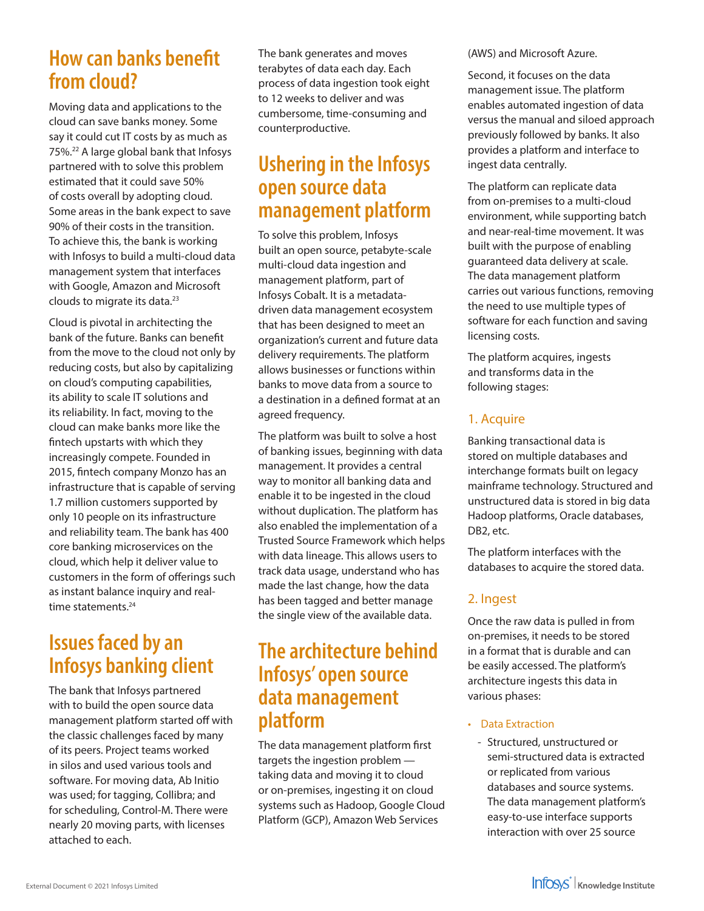## How can banks benefit from cloud?

Moving data and applications to the cloud can save banks money. Some say it could cut IT costs by as much as 75%.[22] A large global bank that Infosys partnered with to solve this problem estimated that it could save 50% of costs overall by adopting cloud. Some areas in the bank expect to save 90% of their costs in the transition. To achieve this, the bank is working with Infosys to build a multi-cloud data management system that interfaces with Google, Amazon and Microsoft clouds to migrate its data.[23]

Cloud is pivotal in architecting the bank of the future. Banks can benefit from the move to the cloud not only by reducing costs, but also by capitalizing on cloud's computing capabilities, its ability to scale IT solutions and its reliability. In fact, moving to the cloud can make banks more like the fintech upstarts with which they increasingly compete. Founded in 2015, fintech company Monzo has an infrastructure that is capable of serving 1.7 million customers supported by only 10 people on its infrastructure and reliability team. The bank has 400 core banking microservices on the cloud, which help it deliver value to customers in the form of offerings such as instant balance inquiry and real-time statements.[24]

## Issues faced by an Infosys banking client

The bank that Infosys partnered with to build the open source data management platform started off with the classic challenges faced by many of its peers. Project teams worked in silos and used various tools and software. For moving data, Ab Initio was used; for tagging, Collibra; and for scheduling, Control-M. There were nearly 20 moving parts, with licenses attached to each.

The bank generates and moves terabytes of data each day. Each process of data ingestion took eight to 12 weeks to deliver and was cumbersome, time-consuming and counterproductive.

## Ushering in the Infosys open source data management platform

To solve this problem, Infosys built an open source, petabyte-scale multi-cloud data ingestion and management platform, part of Infosys Cobalt. It is a metadata-driven data management ecosystem that has been designed to meet an organization's current and future data delivery requirements. The platform allows businesses or functions within banks to move data from a source to a destination in a defined format at an agreed frequency.

The platform was built to solve a host of banking issues, beginning with data management. It provides a central way to monitor all banking data and enable it to be ingested in the cloud without duplication. The platform has also enabled the implementation of a Trusted Source Framework which helps with data lineage. This allows users to track data usage, understand who has made the last change, how the data has been tagged and better manage the single view of the available data.

## The architecture behind Infosys' open source data management platform

The data management platform first targets the ingestion problem — taking data and moving it to cloud or on-premises, ingesting it on cloud systems such as Hadoop, Google Cloud Platform (GCP), Amazon Web Services (AWS) and Microsoft Azure.

Second, it focuses on the data management issue. The platform enables automated ingestion of data versus the manual and siloed approach previously followed by banks. It also provides a platform and interface to ingest data centrally.

The platform can replicate data from on-premises to a multi-cloud environment, while supporting batch and near-real-time movement. It was built with the purpose of enabling guaranteed data delivery at scale. The data management platform carries out various functions, removing the need to use multiple types of software for each function and saving licensing costs.

The platform acquires, ingests and transforms data in the following stages:

### 1. Acquire

Banking transactional data is stored on multiple databases and interchange formats built on legacy mainframe technology. Structured and unstructured data is stored in big data Hadoop platforms, Oracle databases, DB2, etc.

The platform interfaces with the databases to acquire the stored data.

### 2. Ingest

Once the raw data is pulled in from on-premises, it needs to be stored in a format that is durable and can be easily accessed. The platform's architecture ingests this data in various phases:

- Data Extraction
  - Structured, unstructured or semi-structured data is extracted or replicated from various databases and source systems. The data management platform's easy-to-use interface supports interaction with over 25 source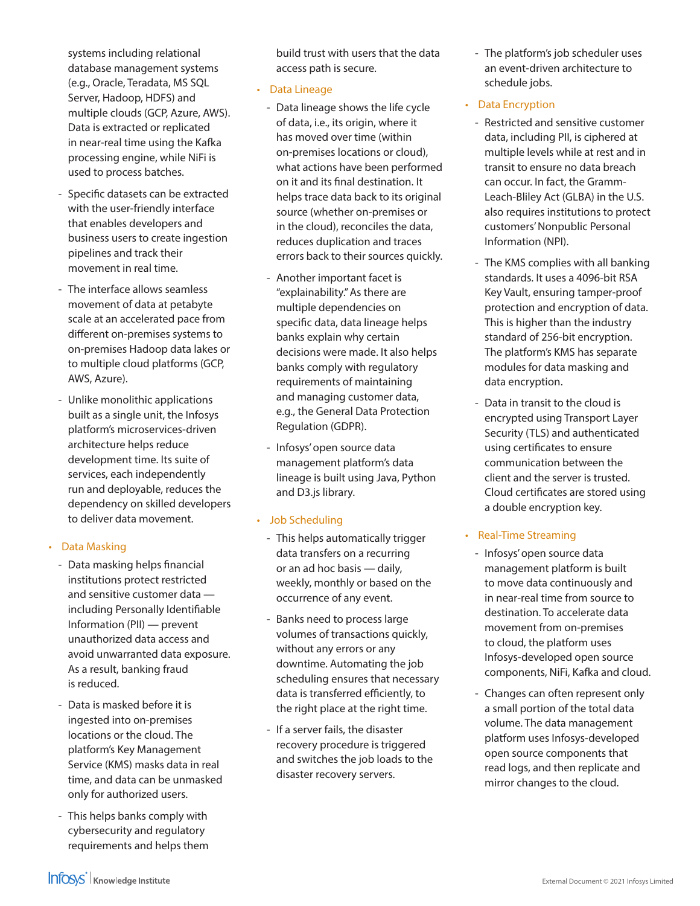systems including relational database management systems (e.g., Oracle, Teradata, MS SQL Server, Hadoop, HDFS) and multiple clouds (GCP, Azure, AWS). Data is extracted or replicated in near-real time using the Kafka processing engine, while NiFi is used to process batches.

- Specific datasets can be extracted with the user-friendly interface that enables developers and business users to create ingestion pipelines and track their movement in real time.
- The interface allows seamless movement of data at petabyte scale at an accelerated pace from different on-premises systems to on-premises Hadoop data lakes or to multiple cloud platforms (GCP, AWS, Azure).
- Unlike monolithic applications built as a single unit, the Infosys platform's microservices-driven architecture helps reduce development time. Its suite of services, each independently run and deployable, reduces the dependency on skilled developers to deliver data movement.

- Data Masking
  - Data masking helps financial institutions protect restricted and sensitive customer data — including Personally Identifiable Information (PII) — prevent unauthorized data access and avoid unwarranted data exposure. As a result, banking fraud is reduced.
  - Data is masked before it is ingested into on-premises locations or the cloud. The platform's Key Management Service (KMS) masks data in real time, and data can be unmasked only for authorized users.
  - This helps banks comply with cybersecurity and regulatory requirements and helps them build trust with users that the data access path is secure.

- Data Lineage
  - Data lineage shows the life cycle of data, i.e., its origin, where it has moved over time (within on-premises locations or cloud), what actions have been performed on it and its final destination. It helps trace data back to its original source (whether on-premises or in the cloud), reconciles the data, reduces duplication and traces errors back to their sources quickly.
  - Another important facet is "explainability." As there are multiple dependencies on specific data, data lineage helps banks explain why certain decisions were made. It also helps banks comply with regulatory requirements of maintaining and managing customer data, e.g., the General Data Protection Regulation (GDPR).
  - Infosys' open source data management platform's data lineage is built using Java, Python and D3.js library.

- Job Scheduling
  - This helps automatically trigger data transfers on a recurring or an ad hoc basis — daily, weekly, monthly or based on the occurrence of any event.
  - Banks need to process large volumes of transactions quickly, without any errors or any downtime. Automating the job scheduling ensures that necessary data is transferred efficiently, to the right place at the right time.
  - If a server fails, the disaster recovery procedure is triggered and switches the job loads to the disaster recovery servers.
  - The platform's job scheduler uses an event-driven architecture to schedule jobs.

- Data Encryption
  - Restricted and sensitive customer data, including PII, is ciphered at multiple levels while at rest and in transit to ensure no data breach can occur. In fact, the Gramm-Leach-Bliley Act (GLBA) in the U.S. also requires institutions to protect customers' Nonpublic Personal Information (NPI).
  - The KMS complies with all banking standards. It uses a 4096-bit RSA Key Vault, ensuring tamper-proof protection and encryption of data. This is higher than the industry standard of 256-bit encryption. The platform's KMS has separate modules for data masking and data encryption.
  - Data in transit to the cloud is encrypted using Transport Layer Security (TLS) and authenticated using certificates to ensure communication between the client and the server is trusted. Cloud certificates are stored using a double encryption key.

- Real-Time Streaming
  - Infosys' open source data management platform is built to move data continuously and in near-real time from source to destination. To accelerate data movement from on-premises to cloud, the platform uses Infosys-developed open source components, NiFi, Kafka and cloud.
  - Changes can often represent only a small portion of the total data volume. The data management platform uses Infosys-developed open source components that read logs, and then replicate and mirror changes to the cloud.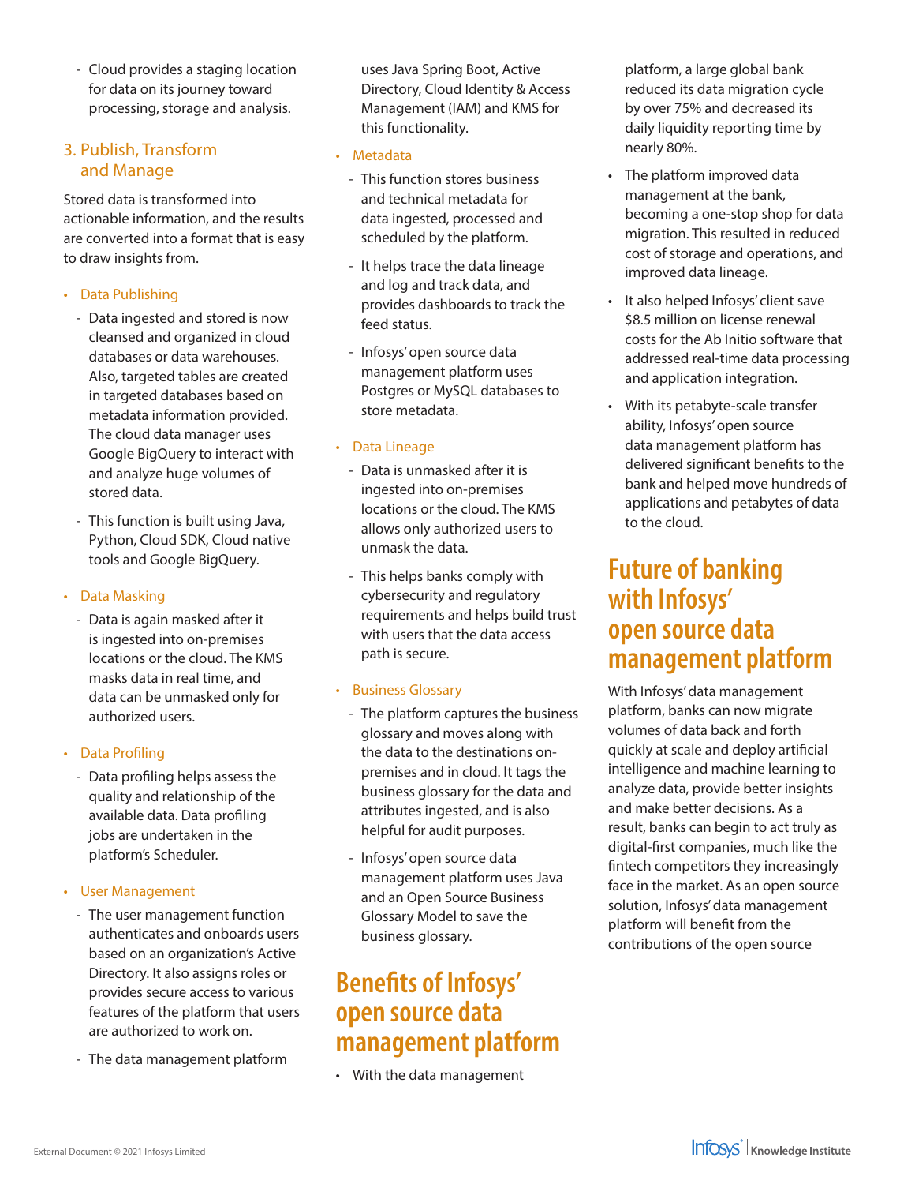- Cloud provides a staging location for data on its journey toward processing, storage and analysis.

### 3. Publish, Transform and Manage

Stored data is transformed into actionable information, and the results are converted into a format that is easy to draw insights from.

- Data Publishing
  - Data ingested and stored is now cleansed and organized in cloud databases or data warehouses. Also, targeted tables are created in targeted databases based on metadata information provided. The cloud data manager uses Google BigQuery to interact with and analyze huge volumes of stored data.
  - This function is built using Java, Python, Cloud SDK, Cloud native tools and Google BigQuery.
- Data Masking
  - Data is again masked after it is ingested into on-premises locations or the cloud. The KMS masks data in real time, and data can be unmasked only for authorized users.
- Data Profiling
  - Data profiling helps assess the quality and relationship of the available data. Data profiling jobs are undertaken in the platform's Scheduler.
- User Management
  - The user management function authenticates and onboards users based on an organization's Active Directory. It also assigns roles or provides secure access to various features of the platform that users are authorized to work on.
  - The data management platform uses Java Spring Boot, Active Directory, Cloud Identity & Access Management (IAM) and KMS for this functionality.
- Metadata
  - This function stores business and technical metadata for data ingested, processed and scheduled by the platform.
  - It helps trace the data lineage and log and track data, and provides dashboards to track the feed status.
  - Infosys' open source data management platform uses Postgres or MySQL databases to store metadata.
- Data Lineage
  - Data is unmasked after it is ingested into on-premises locations or the cloud. The KMS allows only authorized users to unmask the data.
  - This helps banks comply with cybersecurity and regulatory requirements and helps build trust with users that the data access path is secure.
- Business Glossary
  - The platform captures the business glossary and moves along with the data to the destinations on-premises and in cloud. It tags the business glossary for the data and attributes ingested, and is also helpful for audit purposes.
  - Infosys' open source data management platform uses Java and an Open Source Business Glossary Model to save the business glossary.

## Benefits of Infosys' open source data management platform

- With the data management platform, a large global bank reduced its data migration cycle by over 75% and decreased its daily liquidity reporting time by nearly 80%.
- The platform improved data management at the bank, becoming a one-stop shop for data migration. This resulted in reduced cost of storage and operations, and improved data lineage.
- It also helped Infosys' client save $8.5 million on license renewal costs for the Ab Initio software that addressed real-time data processing and application integration.
- With its petabyte-scale transfer ability, Infosys' open source data management platform has delivered significant benefits to the bank and helped move hundreds of applications and petabytes of data to the cloud.

## Future of banking with Infosys' open source data management platform

With Infosys' data management platform, banks can now migrate volumes of data back and forth quickly at scale and deploy artificial intelligence and machine learning to analyze data, provide better insights and make better decisions. As a result, banks can begin to act truly as digital-first companies, much like the fintech competitors they increasingly face in the market. As an open source solution, Infosys' data management platform will benefit from the contributions of the open source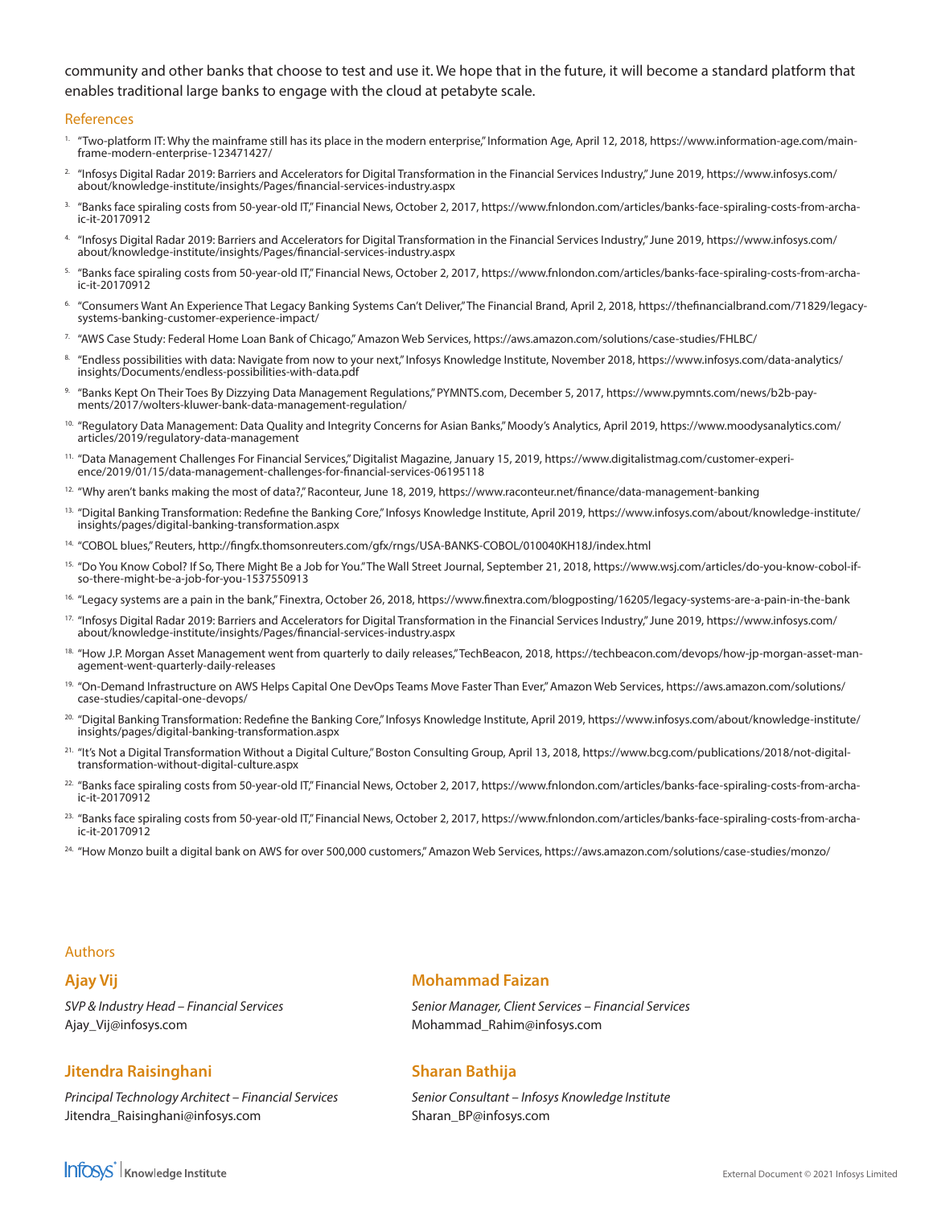community and other banks that choose to test and use it. We hope that in the future, it will become a standard platform that enables traditional large banks to engage with the cloud at petabyte scale.

## References

1. "Two-platform IT: Why the mainframe still has its place in the modern enterprise," Information Age, April 12, 2018, https://www.information-age.com/mainframe-modern-enterprise-123471427/
2. "Infosys Digital Radar 2019: Barriers and Accelerators for Digital Transformation in the Financial Services Industry," June 2019, https://www.infosys.com/about/knowledge-institute/insights/Pages/financial-services-industry.aspx
3. "Banks face spiraling costs from 50-year-old IT," Financial News, October 2, 2017, https://www.fnlondon.com/articles/banks-face-spiraling-costs-from-archaic-it-20170912
4. "Infosys Digital Radar 2019: Barriers and Accelerators for Digital Transformation in the Financial Services Industry," June 2019, https://www.infosys.com/about/knowledge-institute/insights/Pages/financial-services-industry.aspx
5. "Banks face spiraling costs from 50-year-old IT," Financial News, October 2, 2017, https://www.fnlondon.com/articles/banks-face-spiraling-costs-from-archaic-it-20170912
6. "Consumers Want An Experience That Legacy Banking Systems Can't Deliver," The Financial Brand, April 2, 2018, https://thefinancialbrand.com/71829/legacy-systems-banking-customer-experience-impact/
7. "AWS Case Study: Federal Home Loan Bank of Chicago," Amazon Web Services, https://aws.amazon.com/solutions/case-studies/FHLBC/
8. "Endless possibilities with data: Navigate from now to your next," Infosys Knowledge Institute, November 2018, https://www.infosys.com/data-analytics/insights/Documents/endless-possibilities-with-data.pdf
9. "Banks Kept On Their Toes By Dizzying Data Management Regulations," PYMNTS.com, December 5, 2017, https://www.pymnts.com/news/b2b-payments/2017/wolters-kluwer-bank-data-management-regulation/
10. "Regulatory Data Management: Data Quality and Integrity Concerns for Asian Banks," Moody's Analytics, April 2019, https://www.moodysanalytics.com/articles/2019/regulatory-data-management
11. "Data Management Challenges For Financial Services," Digitalist Magazine, January 15, 2019, https://www.digitalistmag.com/customer-experience/2019/01/15/data-management-challenges-for-financial-services-06195118
12. "Why aren't banks making the most of data?," Raconteur, June 18, 2019, https://www.raconteur.net/finance/data-management-banking
13. "Digital Banking Transformation: Redefine the Banking Core," Infosys Knowledge Institute, April 2019, https://www.infosys.com/about/knowledge-institute/insights/pages/digital-banking-transformation.aspx
14. "COBOL blues," Reuters, http://fingfx.thomsonreuters.com/gfx/rngs/USA-BANKS-COBOL/010040KH18J/index.html
15. "Do You Know Cobol? If So, There Might Be a Job for You." The Wall Street Journal, September 21, 2018, https://www.wsj.com/articles/do-you-know-cobol-if-so-there-might-be-a-job-for-you-1537550913
16. "Legacy systems are a pain in the bank," Finextra, October 26, 2018, https://www.finextra.com/blogposting/16205/legacy-systems-are-a-pain-in-the-bank
17. "Infosys Digital Radar 2019: Barriers and Accelerators for Digital Transformation in the Financial Services Industry," June 2019, https://www.infosys.com/about/knowledge-institute/insights/Pages/financial-services-industry.aspx
18. "How J.P. Morgan Asset Management went from quarterly to daily releases," TechBeacon, 2018, https://techbeacon.com/devops/how-jp-morgan-asset-management-went-quarterly-daily-releases
19. "On-Demand Infrastructure on AWS Helps Capital One DevOps Teams Move Faster Than Ever," Amazon Web Services, https://aws.amazon.com/solutions/case-studies/capital-one-devops/
20. "Digital Banking Transformation: Redefine the Banking Core," Infosys Knowledge Institute, April 2019, https://www.infosys.com/about/knowledge-institute/insights/pages/digital-banking-transformation.aspx
21. "It's Not a Digital Transformation Without a Digital Culture," Boston Consulting Group, April 13, 2018, https://www.bcg.com/publications/2018/not-digital-transformation-without-digital-culture.aspx
22. "Banks face spiraling costs from 50-year-old IT," Financial News, October 2, 2017, https://www.fnlondon.com/articles/banks-face-spiraling-costs-from-archaic-it-20170912
23. "Banks face spiraling costs from 50-year-old IT," Financial News, October 2, 2017, https://www.fnlondon.com/articles/banks-face-spiraling-costs-from-archaic-it-20170912
24. "How Monzo built a digital bank on AWS for over 500,000 customers," Amazon Web Services, https://aws.amazon.com/solutions/case-studies/monzo/

## Authors

### Ajay Vij

*SVP & Industry Head – Financial Services*
Ajay_Vij@infosys.com

### Jitendra Raisinghani

*Principal Technology Architect – Financial Services*
Jitendra_Raisinghani@infosys.com

### Mohammad Faizan

*Senior Manager, Client Services – Financial Services*
Mohammad_Rahim@infosys.com

### Sharan Bathija

*Senior Consultant – Infosys Knowledge Institute*
Sharan_BP@infosys.com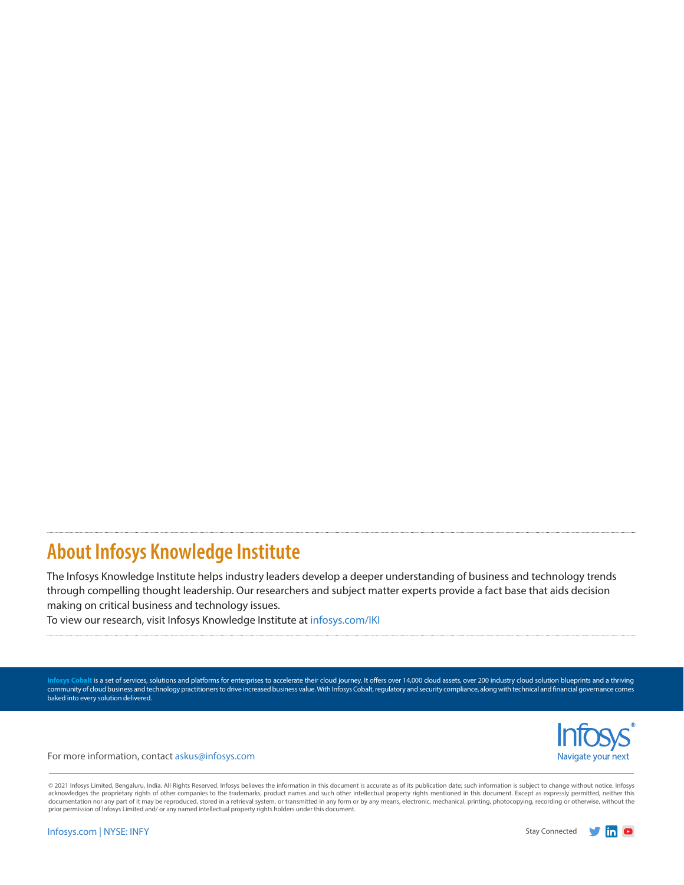## About Infosys Knowledge Institute

The Infosys Knowledge Institute helps industry leaders develop a deeper understanding of business and technology trends through compelling thought leadership. Our researchers and subject matter experts provide a fact base that aids decision making on critical business and technology issues.

To view our research, visit Infosys Knowledge Institute at infosys.com/IKI

**Infosys Cobalt** is a set of services, solutions and platforms for enterprises to accelerate their cloud journey. It offers over 14,000 cloud assets, over 200 industry cloud solution blueprints and a thriving community of cloud business and technology practitioners to drive increased business value. With Infosys Cobalt, regulatory and security compliance, along with technical and financial governance comes baked into every solution delivered.

For more information, contact askus@infosys.com

Infosys®
Navigate your next

© 2021 Infosys Limited, Bengaluru, India. All Rights Reserved. Infosys believes the information in this document is accurate as of its publication date; such information is subject to change without notice. Infosys acknowledges the proprietary rights of other companies to the trademarks, product names and such other intellectual property rights mentioned in this document. Except as expressly permitted, neither this documentation nor any part of it may be reproduced, stored in a retrieval system, or transmitted in any form or by any means, electronic, mechanical, printing, photocopying, recording or otherwise, without the prior permission of Infosys Limited and/ or any named intellectual property rights holders under this document.

Infosys.com | NYSE: INFY

Stay Connected